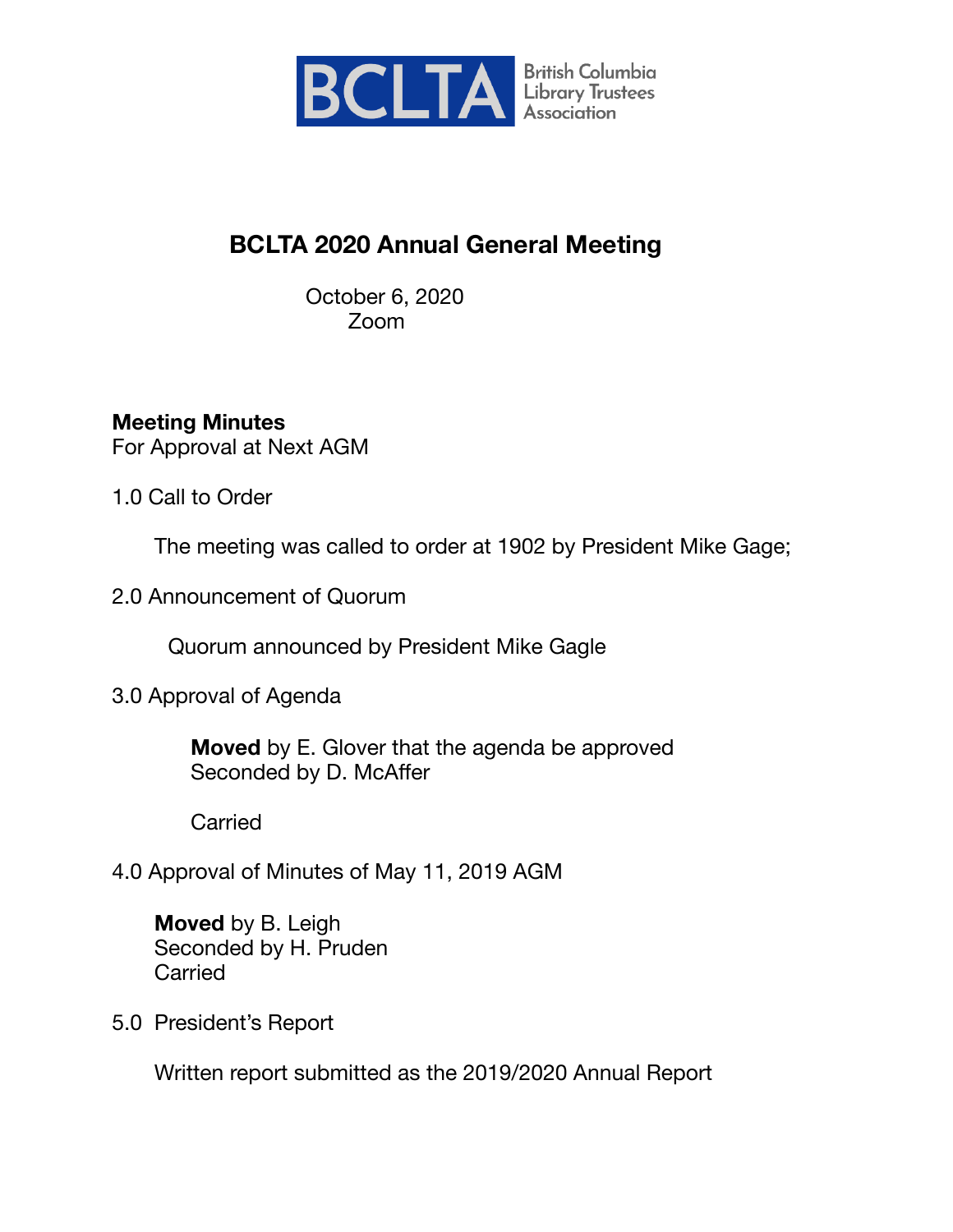BCLTA British Columbia Library Trustees Association

# BCLTA 2020 Annual General Meeting

October 6, 2020
Zoom

**Meeting Minutes**
For Approval at Next AGM

1.0 Call to Order

The meeting was called to order at 1902 by President Mike Gage;

2.0 Announcement of Quorum

Quorum announced by President Mike Gagle

3.0 Approval of Agenda

**Moved** by E. Glover that the agenda be approved
Seconded by D. McAffer

Carried

4.0 Approval of Minutes of May 11, 2019 AGM

**Moved** by B. Leigh
Seconded by H. Pruden
Carried

5.0 President's Report

Written report submitted as the 2019/2020 Annual Report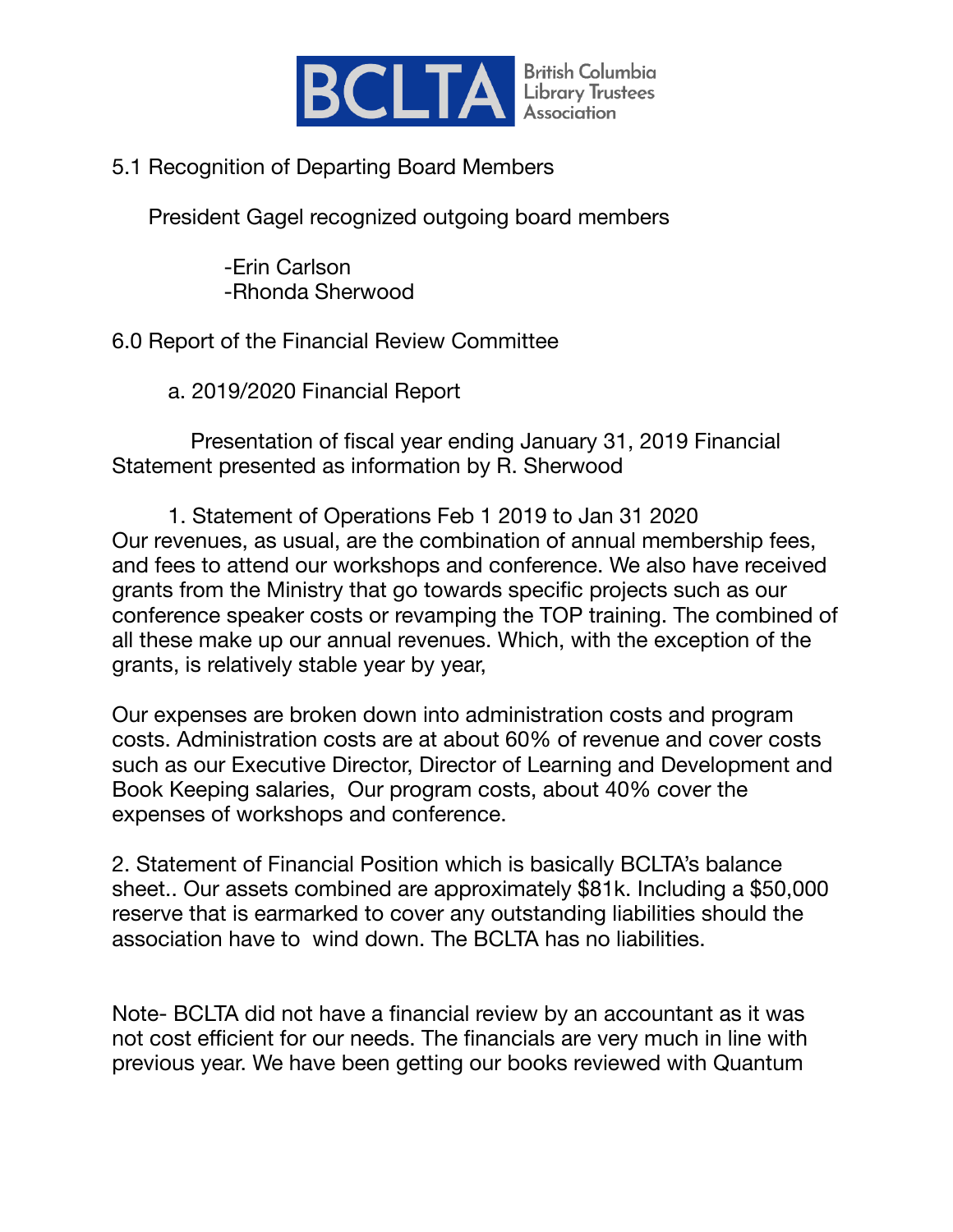5.1 Recognition of Departing Board Members

President Gagel recognized outgoing board members

- -Erin Carlson
- -Rhonda Sherwood

6.0 Report of the Financial Review Committee

a. 2019/2020 Financial Report

Presentation of fiscal year ending January 31, 2019 Financial Statement presented as information by R. Sherwood

1. Statement of Operations Feb 1 2019 to Jan 31 2020

Our revenues, as usual, are the combination of annual membership fees, and fees to attend our workshops and conference. We also have received grants from the Ministry that go towards specific projects such as our conference speaker costs or revamping the TOP training. The combined of all these make up our annual revenues. Which, with the exception of the grants, is relatively stable year by year,

Our expenses are broken down into administration costs and program costs. Administration costs are at about 60% of revenue and cover costs such as our Executive Director, Director of Learning and Development and Book Keeping salaries, Our program costs, about 40% cover the expenses of workshops and conference.

2. Statement of Financial Position which is basically BCLTA's balance sheet.. Our assets combined are approximately $81k. Including a $50,000 reserve that is earmarked to cover any outstanding liabilities should the association have to wind down. The BCLTA has no liabilities.

Note- BCLTA did not have a financial review by an accountant as it was not cost efficient for our needs. The financials are very much in line with previous year. We have been getting our books reviewed with Quantum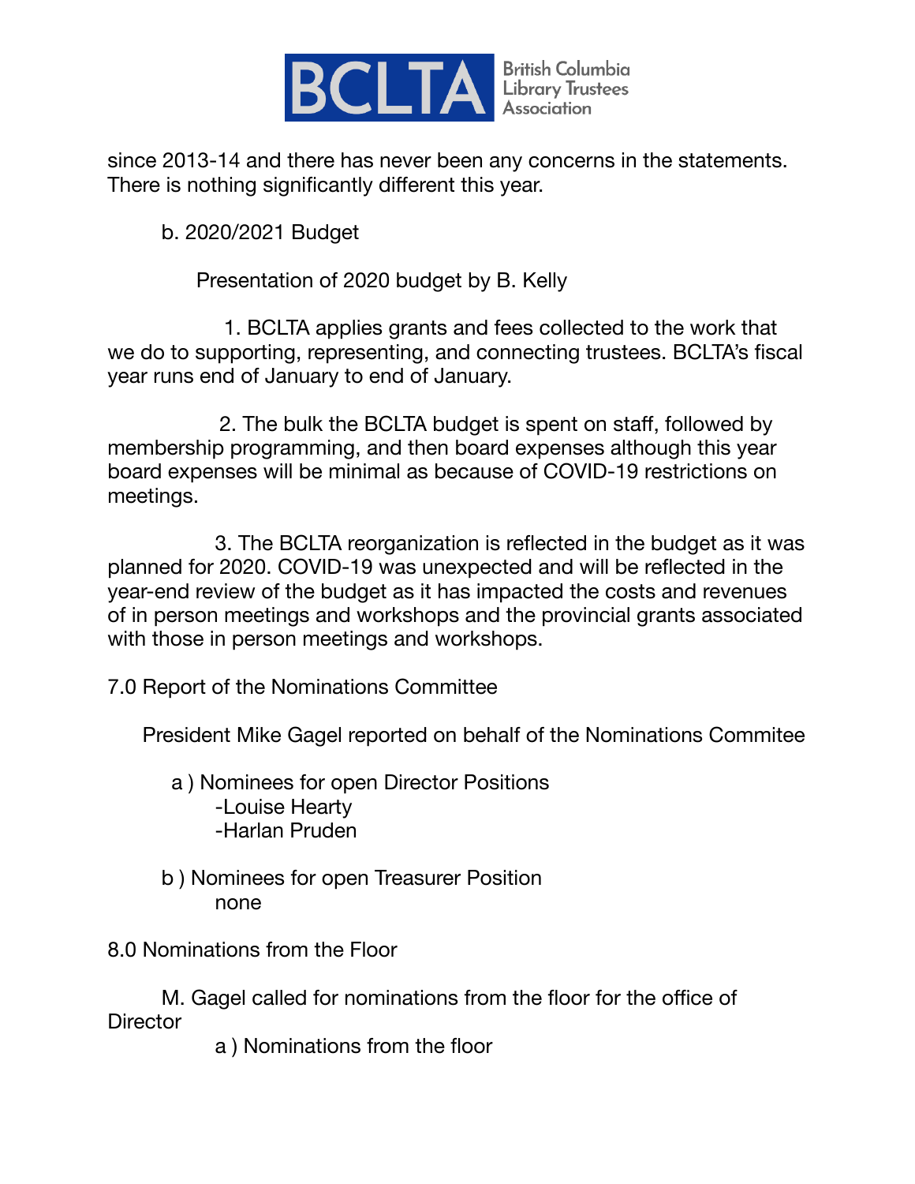since 2013-14 and there has never been any concerns in the statements. There is nothing significantly different this year.

b. 2020/2021 Budget

Presentation of 2020 budget by B. Kelly

1. BCLTA applies grants and fees collected to the work that we do to supporting, representing, and connecting trustees. BCLTA's fiscal year runs end of January to end of January.

2. The bulk the BCLTA budget is spent on staff, followed by membership programming, and then board expenses although this year board expenses will be minimal as because of COVID-19 restrictions on meetings.

3. The BCLTA reorganization is reflected in the budget as it was planned for 2020. COVID-19 was unexpected and will be reflected in the year-end review of the budget as it has impacted the costs and revenues of in person meetings and workshops and the provincial grants associated with those in person meetings and workshops.

7.0 Report of the Nominations Committee

President Mike Gagel reported on behalf of the Nominations Commitee

a ) Nominees for open Director Positions
-Louise Hearty
-Harlan Pruden

b ) Nominees for open Treasurer Position
none

8.0 Nominations from the Floor

M. Gagel called for nominations from the floor for the office of Director

a ) Nominations from the floor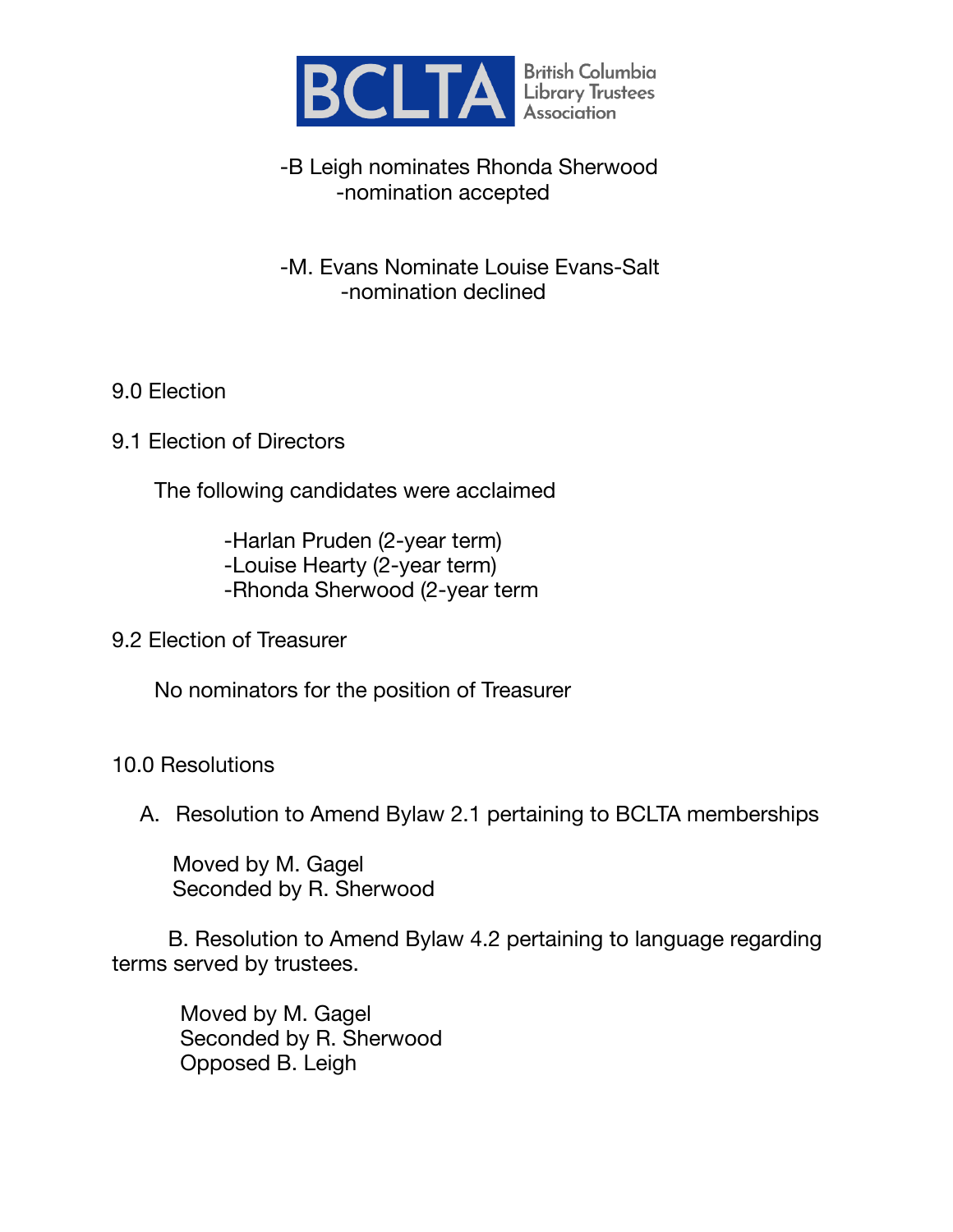-B Leigh nominates Rhonda Sherwood
-nomination accepted

-M. Evans Nominate Louise Evans-Salt
-nomination declined

9.0 Election

9.1 Election of Directors

The following candidates were acclaimed

-Harlan Pruden (2-year term)
-Louise Hearty (2-year term)
-Rhonda Sherwood (2-year term

9.2 Election of Treasurer

No nominators for the position of Treasurer

10.0 Resolutions

A. Resolution to Amend Bylaw 2.1 pertaining to BCLTA memberships

Moved by M. Gagel
Seconded by R. Sherwood

B. Resolution to Amend Bylaw 4.2 pertaining to language regarding terms served by trustees.

Moved by M. Gagel
Seconded by R. Sherwood
Opposed B. Leigh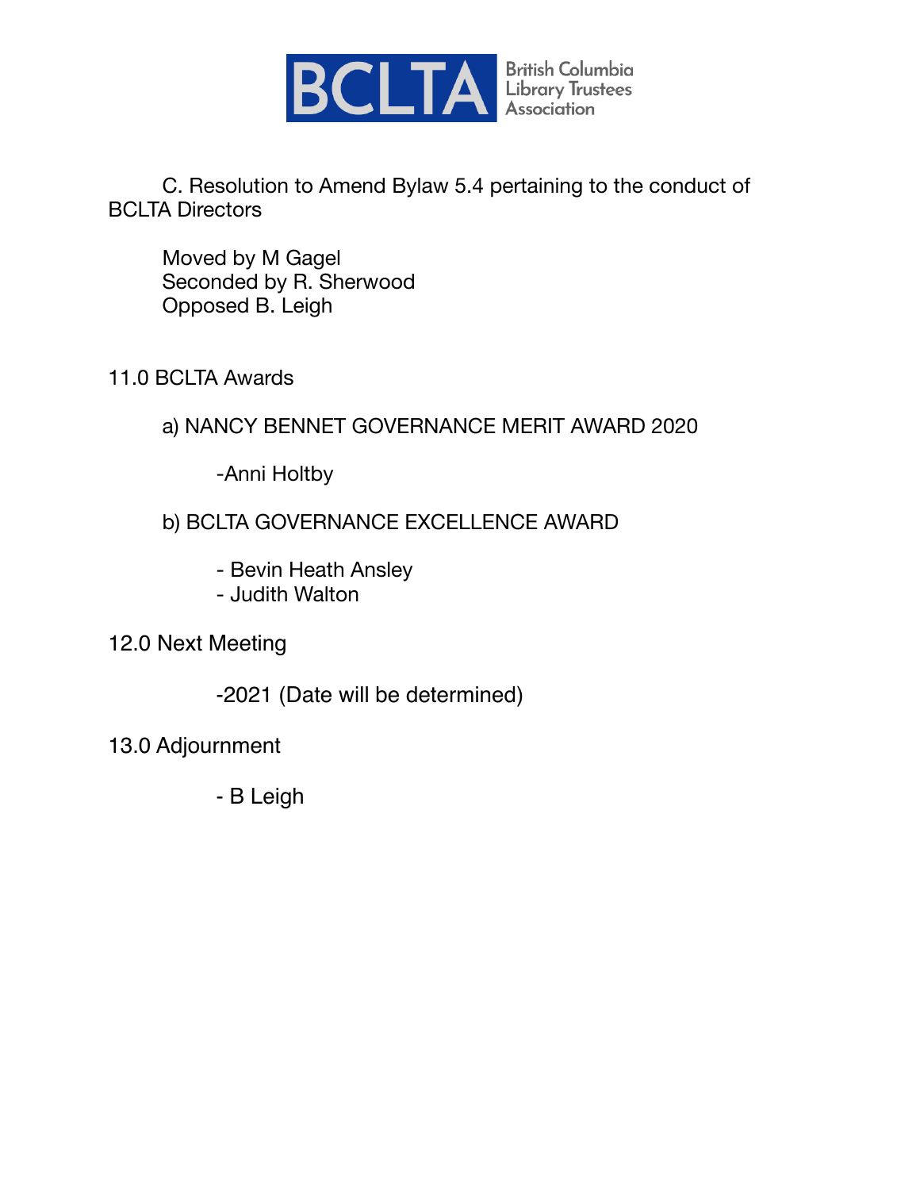BCLTA British Columbia Library Trustees Association

C. Resolution to Amend Bylaw 5.4 pertaining to the conduct of BCLTA Directors

Moved by M Gagel
Seconded by R. Sherwood
Opposed B. Leigh

## 11.0 BCLTA Awards

a) NANCY BENNET GOVERNANCE MERIT AWARD 2020

-Anni Holtby

b) BCLTA GOVERNANCE EXCELLENCE AWARD

- Bevin Heath Ansley
- Judith Walton

## 12.0 Next Meeting

-2021 (Date will be determined)

## 13.0 Adjournment

- B Leigh